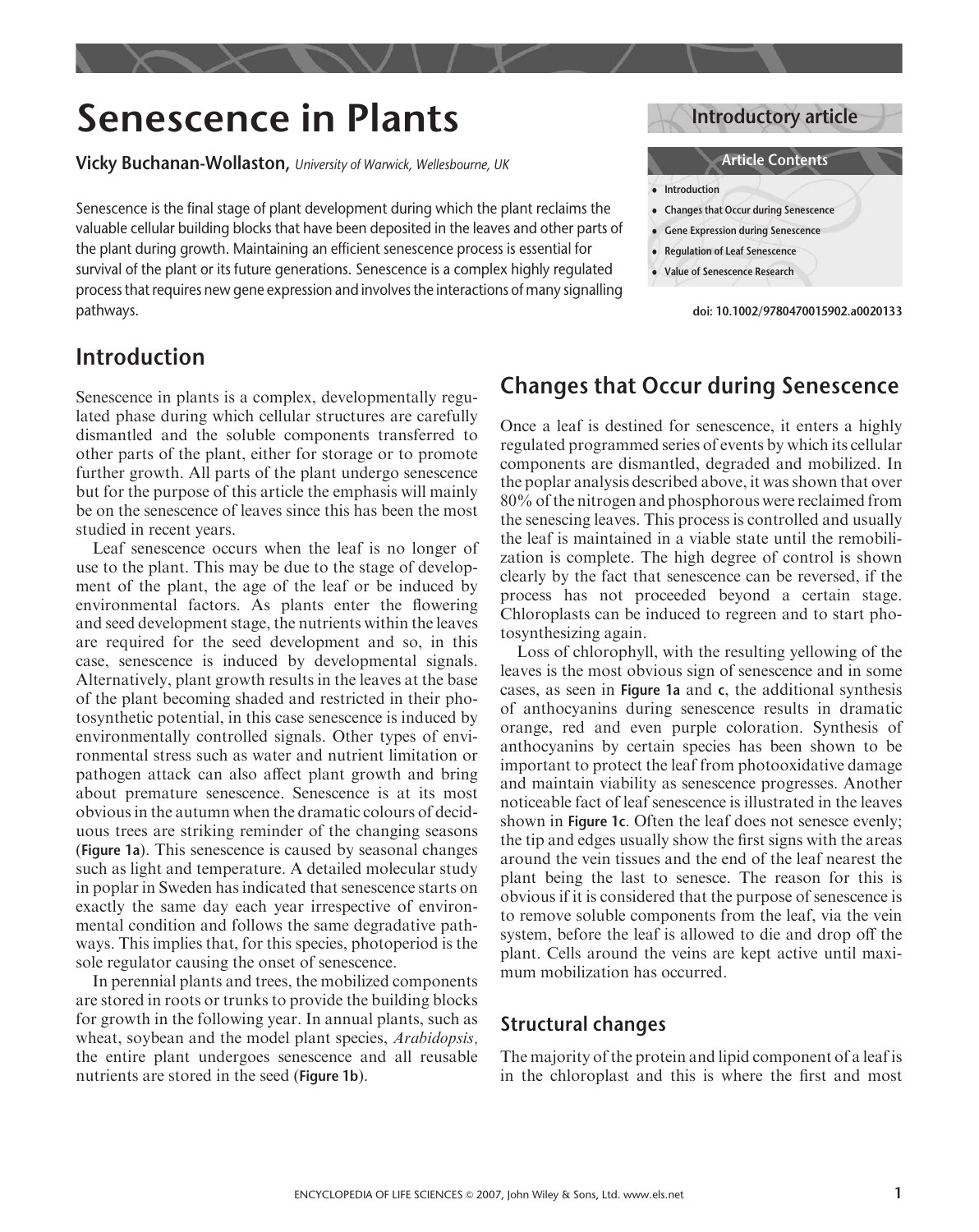# Senescence in Plants

**Vicky Buchanan-Wollaston,** *University of Warwick, Wellesbourne, UK*

Introductory article

**Article Contents**

- Introduction
- Changes that Occur during Senescence
- Gene Expression during Senescence
- Regulation of Leaf Senescence
- Value of Senescence Research

doi: 10.1002/9780470015902.a0020133

Senescence is the final stage of plant development during which the plant reclaims the valuable cellular building blocks that have been deposited in the leaves and other parts of the plant during growth. Maintaining an efficient senescence process is essential for survival of the plant or its future generations. Senescence is a complex highly regulated process that requires new gene expression and involves the interactions of many signalling pathways.

## Introduction

Senescence in plants is a complex, developmentally regulated phase during which cellular structures are carefully dismantled and the soluble components transferred to other parts of the plant, either for storage or to promote further growth. All parts of the plant undergo senescence but for the purpose of this article the emphasis will mainly be on the senescence of leaves since this has been the most studied in recent years.

Leaf senescence occurs when the leaf is no longer of use to the plant. This may be due to the stage of development of the plant, the age of the leaf or be induced by environmental factors. As plants enter the flowering and seed development stage, the nutrients within the leaves are required for the seed development and so, in this case, senescence is induced by developmental signals. Alternatively, plant growth results in the leaves at the base of the plant becoming shaded and restricted in their photosynthetic potential, in this case senescence is induced by environmentally controlled signals. Other types of environmental stress such as water and nutrient limitation or pathogen attack can also affect plant growth and bring about premature senescence. Senescence is at its most obvious in the autumn when the dramatic colours of deciduous trees are striking reminder of the changing seasons (**Figure 1a**). This senescence is caused by seasonal changes such as light and temperature. A detailed molecular study in poplar in Sweden has indicated that senescence starts on exactly the same day each year irrespective of environmental condition and follows the same degradative pathways. This implies that, for this species, photoperiod is the sole regulator causing the onset of senescence.

In perennial plants and trees, the mobilized components are stored in roots or trunks to provide the building blocks for growth in the following year. In annual plants, such as wheat, soybean and the model plant species, *Arabidopsis,* the entire plant undergoes senescence and all reusable nutrients are stored in the seed (**Figure 1b**).

## Changes that Occur during Senescence

Once a leaf is destined for senescence, it enters a highly regulated programmed series of events by which its cellular components are dismantled, degraded and mobilized. In the poplar analysis described above, it was shown that over 80% of the nitrogen and phosphorous were reclaimed from the senescing leaves. This process is controlled and usually the leaf is maintained in a viable state until the remobilization is complete. The high degree of control is shown clearly by the fact that senescence can be reversed, if the process has not proceeded beyond a certain stage. Chloroplasts can be induced to regreen and to start photosynthesizing again.

Loss of chlorophyll, with the resulting yellowing of the leaves is the most obvious sign of senescence and in some cases, as seen in **Figure 1a** and **c**, the additional synthesis of anthocyanins during senescence results in dramatic orange, red and even purple coloration. Synthesis of anthocyanins by certain species has been shown to be important to protect the leaf from photooxidative damage and maintain viability as senescence progresses. Another noticeable fact of leaf senescence is illustrated in the leaves shown in **Figure 1c**. Often the leaf does not senesce evenly; the tip and edges usually show the first signs with the areas around the vein tissues and the end of the leaf nearest the plant being the last to senesce. The reason for this is obvious if it is considered that the purpose of senescence is to remove soluble components from the leaf, via the vein system, before the leaf is allowed to die and drop off the plant. Cells around the veins are kept active until maximum mobilization has occurred.

### Structural changes

The majority of the protein and lipid component of a leaf is in the chloroplast and this is where the first and most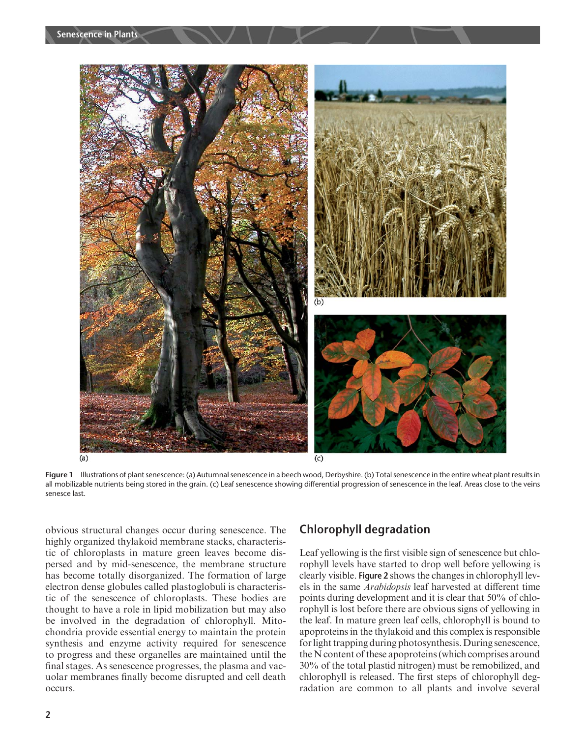Figure 1 Illustrations of plant senescence: (a) Autumnal senescence in a beech wood, Derbyshire. (b) Total senescence in the entire wheat plant results in all mobilizable nutrients being stored in the grain. (c) Leaf senescence showing differential progression of senescence in the leaf. Areas close to the veins senesce last.

obvious structural changes occur during senescence. The highly organized thylakoid membrane stacks, characteristic of chloroplasts in mature green leaves become dispersed and by mid-senescence, the membrane structure has become totally disorganized. The formation of large electron dense globules called plastoglobuli is characteristic of the senescence of chloroplasts. These bodies are thought to have a role in lipid mobilization but may also be involved in the degradation of chlorophyll. Mitochondria provide essential energy to maintain the protein synthesis and enzyme activity required for senescence to progress and these organelles are maintained until the final stages. As senescence progresses, the plasma and vacuolar membranes finally become disrupted and cell death occurs.

## Chlorophyll degradation

Leaf yellowing is the first visible sign of senescence but chlorophyll levels have started to drop well before yellowing is clearly visible. **Figure 2** shows the changes in chlorophyll levels in the same *Arabidopsis* leaf harvested at different time points during development and it is clear that 50% of chlorophyll is lost before there are obvious signs of yellowing in the leaf. In mature green leaf cells, chlorophyll is bound to apoproteins in the thylakoid and this complex is responsible for light trapping during photosynthesis. During senescence, the N content of these apoproteins (which comprises around 30% of the total plastid nitrogen) must be remobilized, and chlorophyll is released. The first steps of chlorophyll degradation are common to all plants and involve several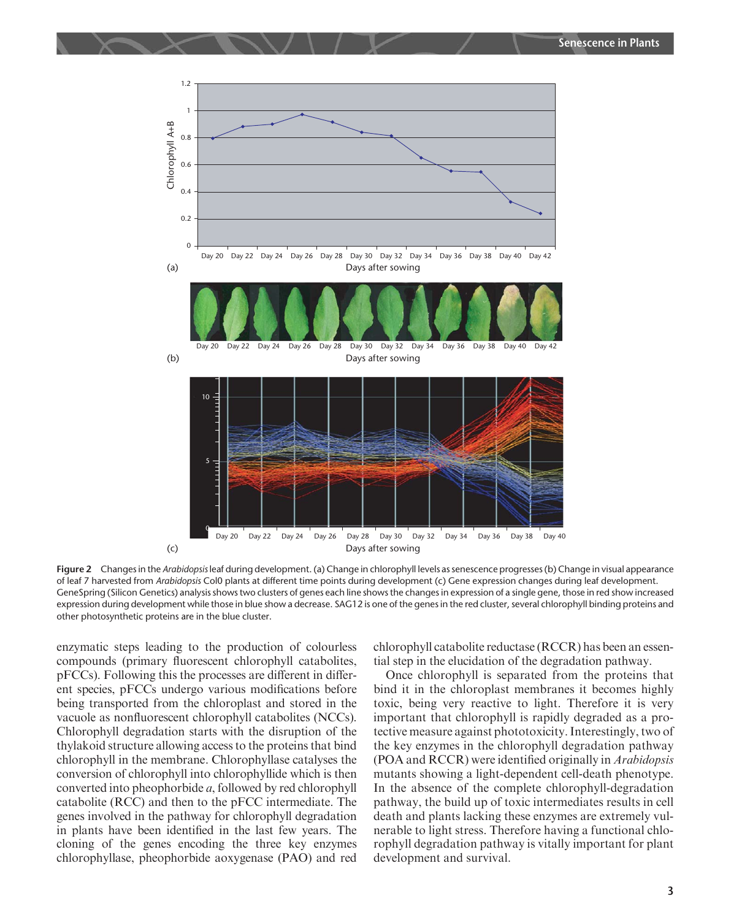Figure 2 Changes in the *Arabidopsis* leaf during development. (a) Change in chlorophyll levels as senescence progresses (b) Change in visual appearance of leaf 7 harvested from *Arabidopsis* Col0 plants at different time points during development (c) Gene expression changes during leaf development. GeneSpring (Silicon Genetics) analysis shows two clusters of genes each line shows the changes in expression of a single gene, those in red show increased expression during development while those in blue show a decrease. SAG12 is one of the genes in the red cluster, several chlorophyll binding proteins and other photosynthetic proteins are in the blue cluster.

enzymatic steps leading to the production of colourless compounds (primary fluorescent chlorophyll catabolites, pFCCs). Following this the processes are different in different species, pFCCs undergo various modifications before being transported from the chloroplast and stored in the vacuole as nonfluorescent chlorophyll catabolites (NCCs). Chlorophyll degradation starts with the disruption of the thylakoid structure allowing access to the proteins that bind chlorophyll in the membrane. Chlorophyllase catalyses the conversion of chlorophyll into chlorophyllide which is then converted into pheophorbide *a*, followed by red chlorophyll catabolite (RCC) and then to the pFCC intermediate. The genes involved in the pathway for chlorophyll degradation in plants have been identified in the last few years. The cloning of the genes encoding the three key enzymes chlorophyllase, pheophorbide aoxygenase (PAO) and red chlorophyll catabolite reductase (RCCR) has been an essential step in the elucidation of the degradation pathway.

Once chlorophyll is separated from the proteins that bind it in the chloroplast membranes it becomes highly toxic, being very reactive to light. Therefore it is very important that chlorophyll is rapidly degraded as a protective measure against phototoxicity. Interestingly, two of the key enzymes in the chlorophyll degradation pathway (POA and RCCR) were identified originally in *Arabidopsis* mutants showing a light-dependent cell-death phenotype. In the absence of the complete chlorophyll-degradation pathway, the build up of toxic intermediates results in cell death and plants lacking these enzymes are extremely vulnerable to light stress. Therefore having a functional chlorophyll degradation pathway is vitally important for plant development and survival.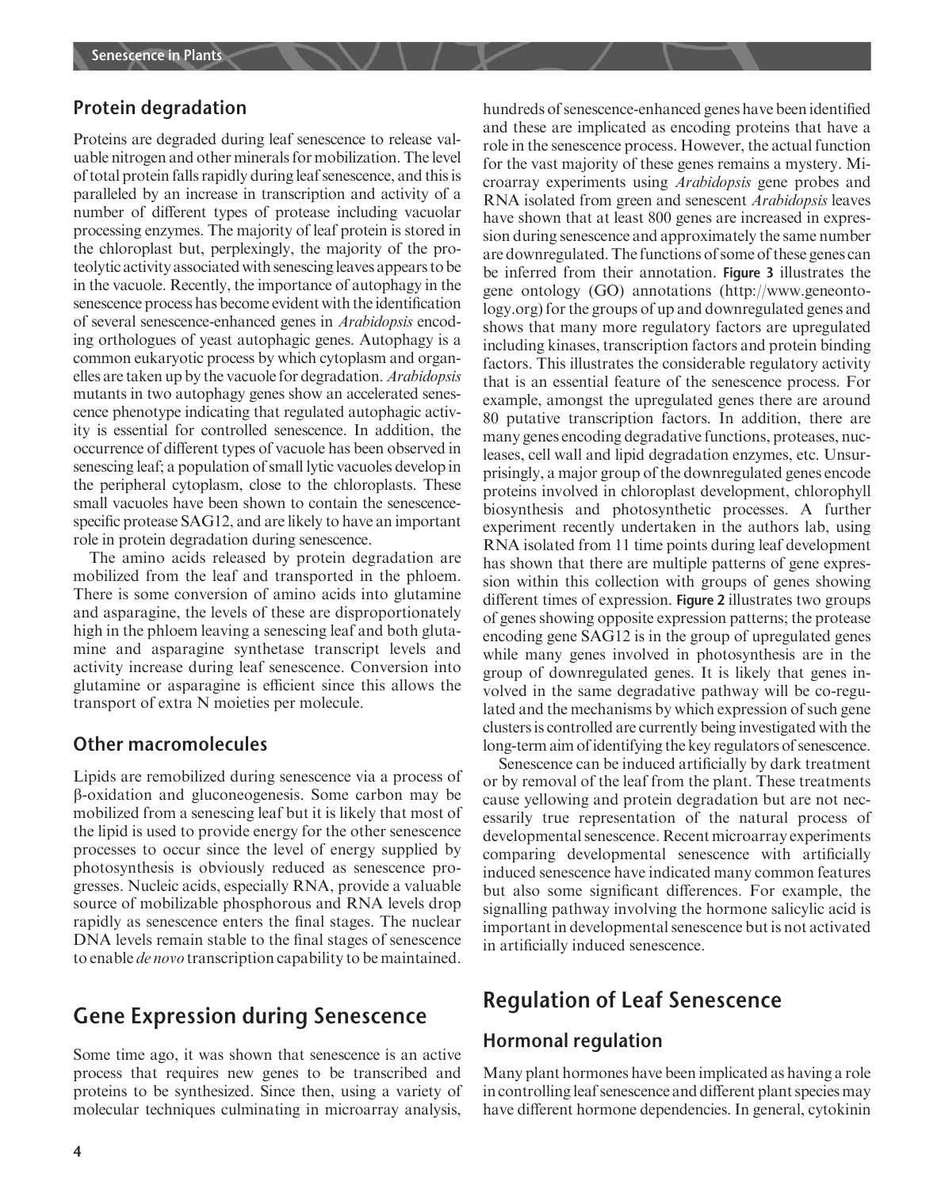## Protein degradation

Proteins are degraded during leaf senescence to release valuable nitrogen and other minerals for mobilization. The level of total protein falls rapidly during leaf senescence, and this is paralleled by an increase in transcription and activity of a number of different types of protease including vacuolar processing enzymes. The majority of leaf protein is stored in the chloroplast but, perplexingly, the majority of the proteolytic activity associated with senescing leaves appears to be in the vacuole. Recently, the importance of autophagy in the senescence process has become evident with the identification of several senescence-enhanced genes in *Arabidopsis* encoding orthologues of yeast autophagic genes. Autophagy is a common eukaryotic process by which cytoplasm and organelles are taken up by the vacuole for degradation. *Arabidopsis* mutants in two autophagy genes show an accelerated senescence phenotype indicating that regulated autophagic activity is essential for controlled senescence. In addition, the occurrence of different types of vacuole has been observed in senescing leaf; a population of small lytic vacuoles develop in the peripheral cytoplasm, close to the chloroplasts. These small vacuoles have been shown to contain the senescence-specific protease SAG12, and are likely to have an important role in protein degradation during senescence.

The amino acids released by protein degradation are mobilized from the leaf and transported in the phloem. There is some conversion of amino acids into glutamine and asparagine, the levels of these are disproportionately high in the phloem leaving a senescing leaf and both glutamine and asparagine synthetase transcript levels and activity increase during leaf senescence. Conversion into glutamine or asparagine is efficient since this allows the transport of extra N moieties per molecule.

## Other macromolecules

Lipids are remobilized during senescence via a process of β-oxidation and gluconeogenesis. Some carbon may be mobilized from a senescing leaf but it is likely that most of the lipid is used to provide energy for the other senescence processes to occur since the level of energy supplied by photosynthesis is obviously reduced as senescence progresses. Nucleic acids, especially RNA, provide a valuable source of mobilizable phosphorous and RNA levels drop rapidly as senescence enters the final stages. The nuclear DNA levels remain stable to the final stages of senescence to enable *de novo* transcription capability to be maintained.

# Gene Expression during Senescence

Some time ago, it was shown that senescence is an active process that requires new genes to be transcribed and proteins to be synthesized. Since then, using a variety of molecular techniques culminating in microarray analysis, hundreds of senescence-enhanced genes have been identified and these are implicated as encoding proteins that have a role in the senescence process. However, the actual function for the vast majority of these genes remains a mystery. Microarray experiments using *Arabidopsis* gene probes and RNA isolated from green and senescent *Arabidopsis* leaves have shown that at least 800 genes are increased in expression during senescence and approximately the same number are downregulated. The functions of some of these genes can be inferred from their annotation. **Figure 3** illustrates the gene ontology (GO) annotations (http://www.geneontology.org) for the groups of up and downregulated genes and shows that many more regulatory factors are upregulated including kinases, transcription factors and protein binding factors. This illustrates the considerable regulatory activity that is an essential feature of the senescence process. For example, amongst the upregulated genes there are around 80 putative transcription factors. In addition, there are many genes encoding degradative functions, proteases, nucleases, cell wall and lipid degradation enzymes, etc. Unsurprisingly, a major group of the downregulated genes encode proteins involved in chloroplast development, chlorophyll biosynthesis and photosynthetic processes. A further experiment recently undertaken in the authors lab, using RNA isolated from 11 time points during leaf development has shown that there are multiple patterns of gene expression within this collection with groups of genes showing different times of expression. **Figure 2** illustrates two groups of genes showing opposite expression patterns; the protease encoding gene SAG12 is in the group of upregulated genes while many genes involved in photosynthesis are in the group of downregulated genes. It is likely that genes involved in the same degradative pathway will be co-regulated and the mechanisms by which expression of such gene clusters is controlled are currently being investigated with the long-term aim of identifying the key regulators of senescence.

Senescence can be induced artificially by dark treatment or by removal of the leaf from the plant. These treatments cause yellowing and protein degradation but are not necessarily true representation of the natural process of developmental senescence. Recent microarray experiments comparing developmental senescence with artificially induced senescence have indicated many common features but also some significant differences. For example, the signalling pathway involving the hormone salicylic acid is important in developmental senescence but is not activated in artificially induced senescence.

# Regulation of Leaf Senescence

## Hormonal regulation

Many plant hormones have been implicated as having a role in controlling leaf senescence and different plant species may have different hormone dependencies. In general, cytokinin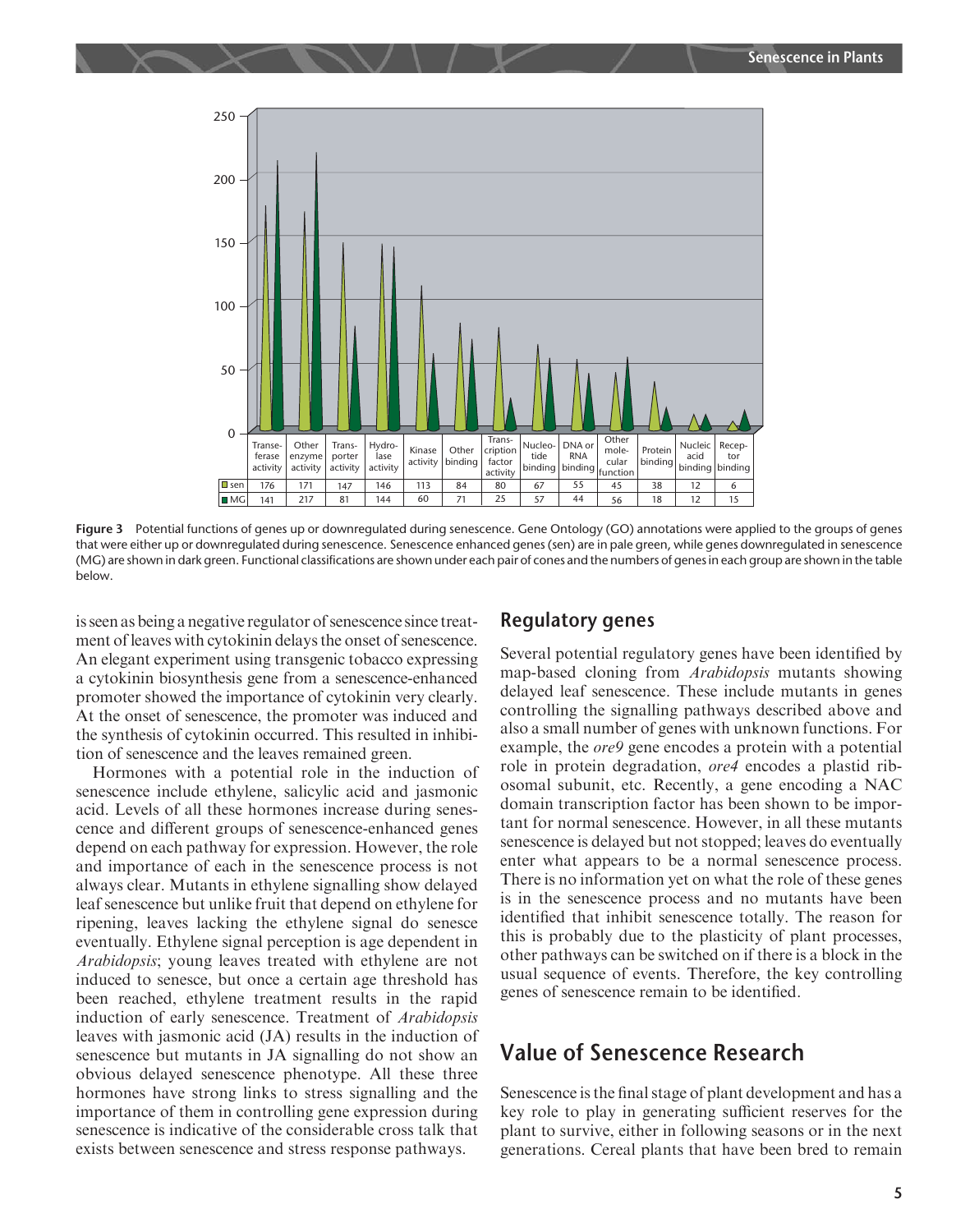250
200
150
100
50
0

Transe- ferase activity | Other enzyme activity | Trans- porter activity | Hydro- lase activity | Kinase activity | Other binding | Trans- cription factor activity | Nucleo- tide binding | DNA or RNA binding | Other mole- cular function | Protein binding | Nucleic acid binding | Recep- tor binding

sen 176 171 147 146 113 84 80 67 55 45 38 12 6

MG 141 217 81 144 60 71 25 57 44 56 18 12 15

**Figure 3** Potential functions of genes up or downregulated during senescence. Gene Ontology (GO) annotations were applied to the groups of genes that were either up or downregulated during senescence. Senescence enhanced genes (sen) are in pale green, while genes downregulated in senescence (MG) are shown in dark green. Functional classifications are shown under each pair of cones and the numbers of genes in each group are shown in the table below.

is seen as being a negative regulator of senescence since treatment of leaves with cytokinin delays the onset of senescence. An elegant experiment using transgenic tobacco expressing a cytokinin biosynthesis gene from a senescence-enhanced promoter showed the importance of cytokinin very clearly. At the onset of senescence, the promoter was induced and the synthesis of cytokinin occurred. This resulted in inhibition of senescence and the leaves remained green.

Hormones with a potential role in the induction of senescence include ethylene, salicylic acid and jasmonic acid. Levels of all these hormones increase during senescence and different groups of senescence-enhanced genes depend on each pathway for expression. However, the role and importance of each in the senescence process is not always clear. Mutants in ethylene signalling show delayed leaf senescence but unlike fruit that depend on ethylene for ripening, leaves lacking the ethylene signal do senesce eventually. Ethylene signal perception is age dependent in *Arabidopsis*; young leaves treated with ethylene are not induced to senesce, but once a certain age threshold has been reached, ethylene treatment results in the rapid induction of early senescence. Treatment of *Arabidopsis* leaves with jasmonic acid (JA) results in the induction of senescence but mutants in JA signalling do not show an obvious delayed senescence phenotype. All these three hormones have strong links to stress signalling and the importance of them in controlling gene expression during senescence is indicative of the considerable cross talk that exists between senescence and stress response pathways.

### Regulatory genes

Several potential regulatory genes have been identified by map-based cloning from *Arabidopsis* mutants showing delayed leaf senescence. These include mutants in genes controlling the signalling pathways described above and also a small number of genes with unknown functions. For example, the *ore9* gene encodes a protein with a potential role in protein degradation, *ore4* encodes a plastid ribosomal subunit, etc. Recently, a gene encoding a NAC domain transcription factor has been shown to be important for normal senescence. However, in all these mutants senescence is delayed but not stopped; leaves do eventually enter what appears to be a normal senescence process. There is no information yet on what the role of these genes is in the senescence process and no mutants have been identified that inhibit senescence totally. The reason for this is probably due to the plasticity of plant processes, other pathways can be switched on if there is a block in the usual sequence of events. Therefore, the key controlling genes of senescence remain to be identified.

## Value of Senescence Research

Senescence is the final stage of plant development and has a key role to play in generating sufficient reserves for the plant to survive, either in following seasons or in the next generations. Cereal plants that have been bred to remain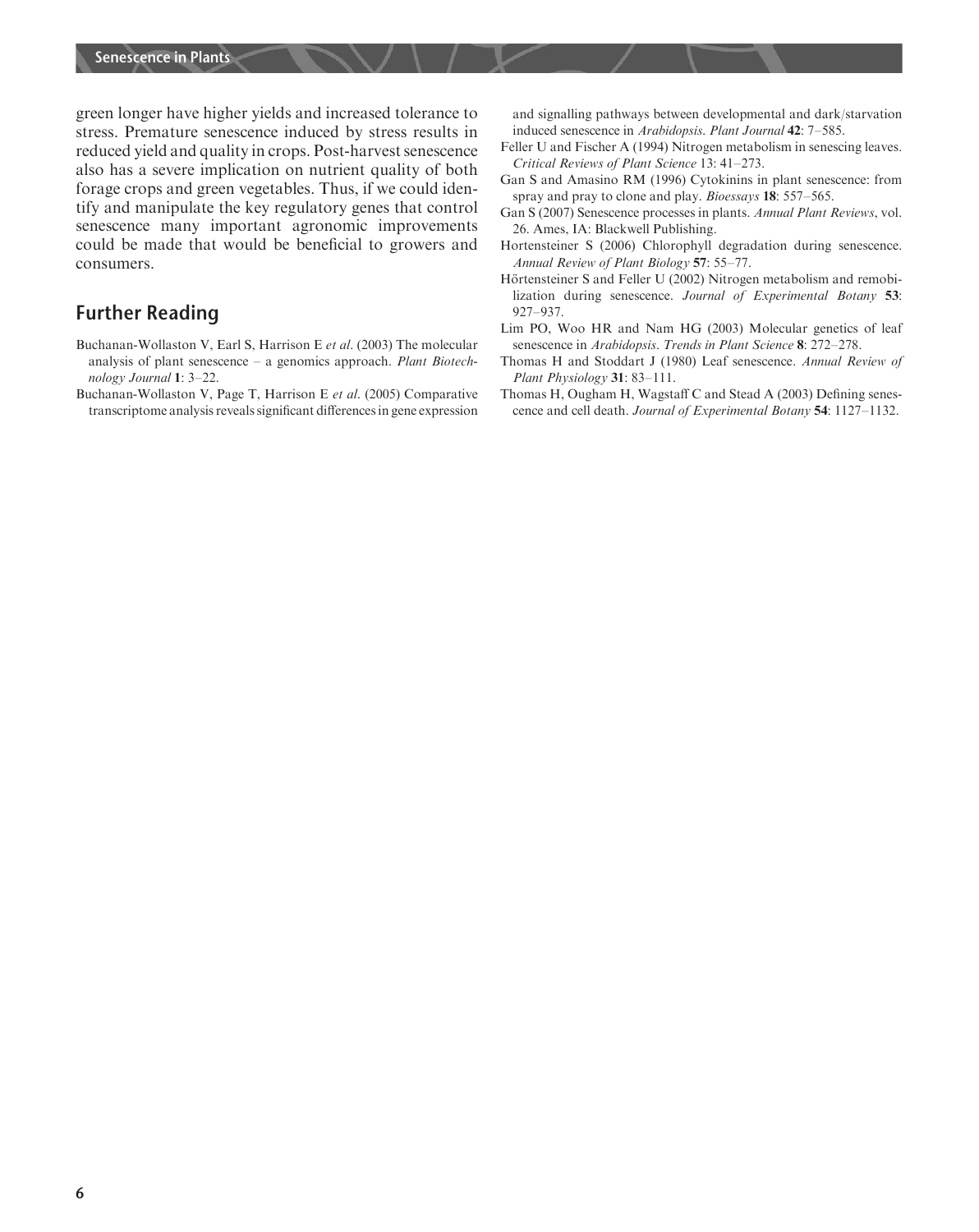green longer have higher yields and increased tolerance to stress. Premature senescence induced by stress results in reduced yield and quality in crops. Post-harvest senescence also has a severe implication on nutrient quality of both forage crops and green vegetables. Thus, if we could identify and manipulate the key regulatory genes that control senescence many important agronomic improvements could be made that would be beneficial to growers and consumers.

## Further Reading

Buchanan-Wollaston V, Earl S, Harrison E *et al*. (2003) The molecular analysis of plant senescence – a genomics approach. *Plant Biotechnology Journal* **1**: 3–22.

Buchanan-Wollaston V, Page T, Harrison E *et al*. (2005) Comparative transcriptome analysis reveals significant differences in gene expression and signalling pathways between developmental and dark/starvation induced senescence in *Arabidopsis*. *Plant Journal* **42**: 7–585.

Feller U and Fischer A (1994) Nitrogen metabolism in senescing leaves. *Critical Reviews of Plant Science* 13: 41–273.

Gan S and Amasino RM (1996) Cytokinins in plant senescence: from spray and pray to clone and play. *Bioessays* **18**: 557–565.

Gan S (2007) Senescence processes in plants. *Annual Plant Reviews*, vol. 26. Ames, IA: Blackwell Publishing.

Hortensteiner S (2006) Chlorophyll degradation during senescence. *Annual Review of Plant Biology* **57**: 55–77.

Hörtensteiner S and Feller U (2002) Nitrogen metabolism and remobilization during senescence. *Journal of Experimental Botany* **53**: 927–937.

Lim PO, Woo HR and Nam HG (2003) Molecular genetics of leaf senescence in *Arabidopsis*. *Trends in Plant Science* **8**: 272–278.

Thomas H and Stoddart J (1980) Leaf senescence. *Annual Review of Plant Physiology* **31**: 83–111.

Thomas H, Ougham H, Wagstaff C and Stead A (2003) Defining senescence and cell death. *Journal of Experimental Botany* **54**: 1127–1132.